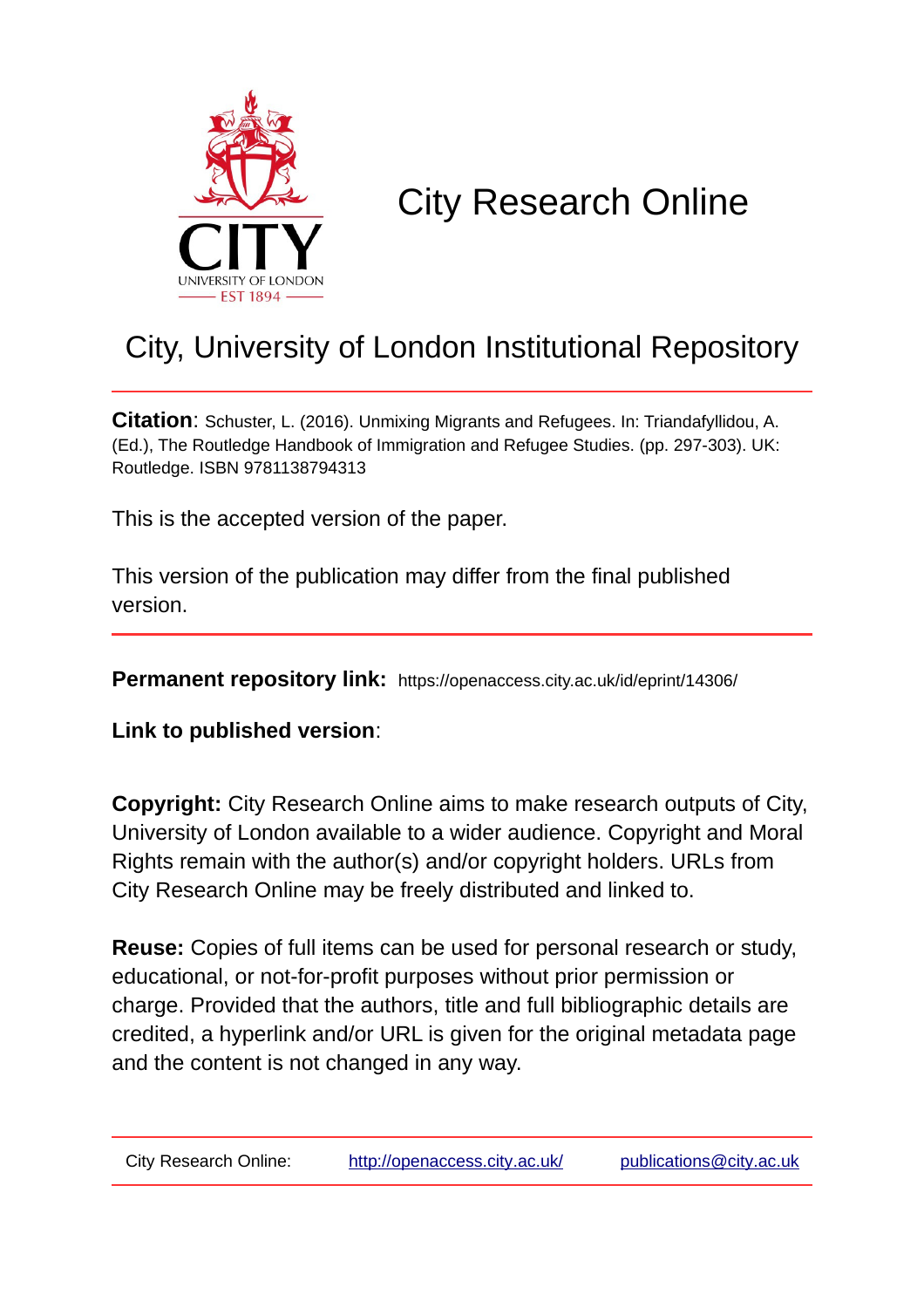City Research Online

# City, University of London Institutional Repository

**Citation**: Schuster, L. (2016). Unmixing Migrants and Refugees. In: Triandafyllidou, A. (Ed.), The Routledge Handbook of Immigration and Refugee Studies. (pp. 297-303). UK: Routledge. ISBN 9781138794313

This is the accepted version of the paper.

This version of the publication may differ from the final published version.

**Permanent repository link:** https://openaccess.city.ac.uk/id/eprint/14306/

**Link to published version**:

**Copyright:** City Research Online aims to make research outputs of City, University of London available to a wider audience. Copyright and Moral Rights remain with the author(s) and/or copyright holders. URLs from City Research Online may be freely distributed and linked to.

**Reuse:** Copies of full items can be used for personal research or study, educational, or not-for-profit purposes without prior permission or charge. Provided that the authors, title and full bibliographic details are credited, a hyperlink and/or URL is given for the original metadata page and the content is not changed in any way.

City Research Online: http://openaccess.city.ac.uk/ publications@city.ac.uk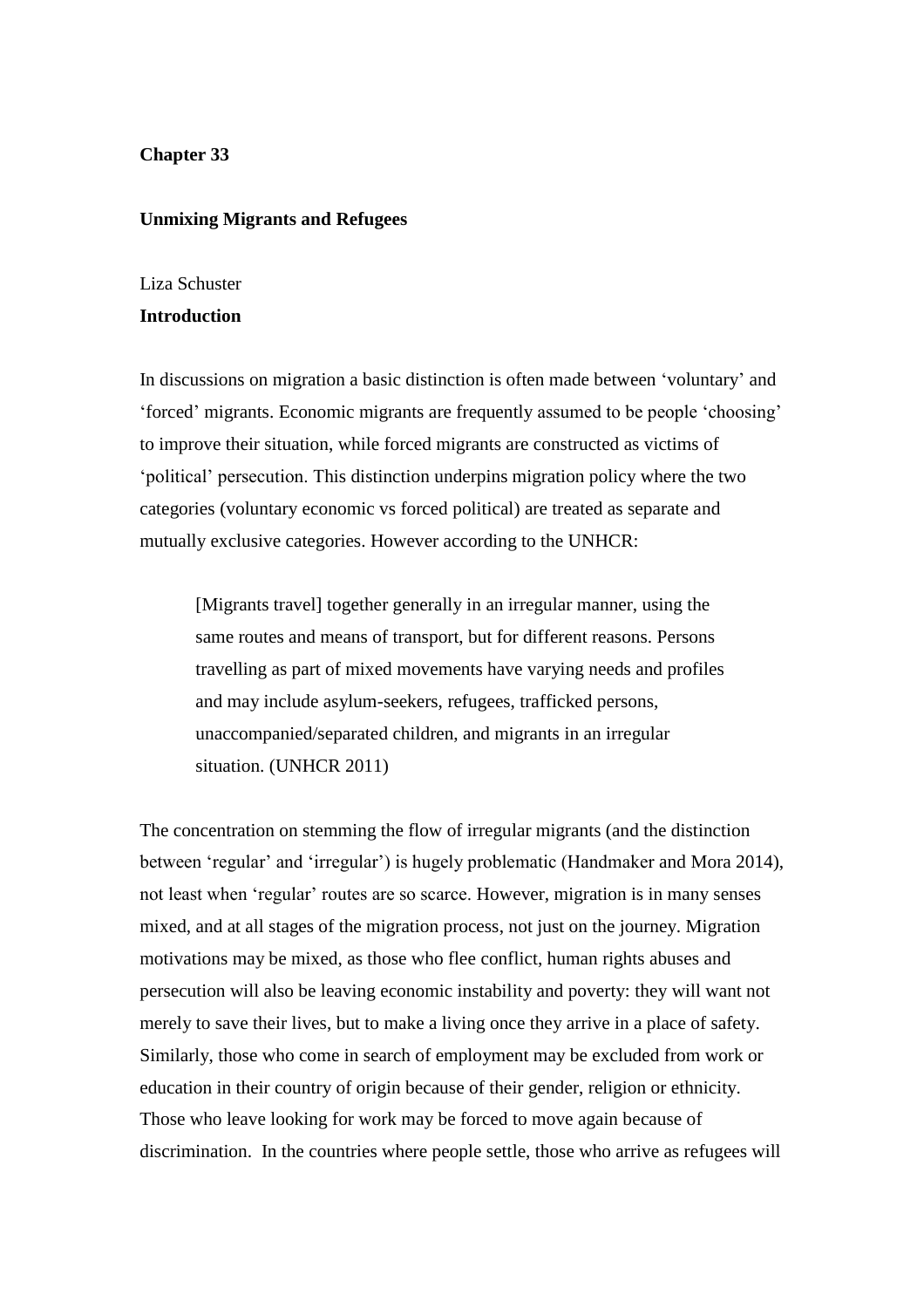**Chapter 33**

**Unmixing Migrants and Refugees**

Liza Schuster

**Introduction**

In discussions on migration a basic distinction is often made between 'voluntary' and 'forced' migrants. Economic migrants are frequently assumed to be people 'choosing' to improve their situation, while forced migrants are constructed as victims of 'political' persecution. This distinction underpins migration policy where the two categories (voluntary economic vs forced political) are treated as separate and mutually exclusive categories. However according to the UNHCR:

> [Migrants travel] together generally in an irregular manner, using the same routes and means of transport, but for different reasons. Persons travelling as part of mixed movements have varying needs and profiles and may include asylum-seekers, refugees, trafficked persons, unaccompanied/separated children, and migrants in an irregular situation. (UNHCR 2011)

The concentration on stemming the flow of irregular migrants (and the distinction between 'regular' and 'irregular') is hugely problematic (Handmaker and Mora 2014), not least when 'regular' routes are so scarce. However, migration is in many senses mixed, and at all stages of the migration process, not just on the journey. Migration motivations may be mixed, as those who flee conflict, human rights abuses and persecution will also be leaving economic instability and poverty: they will want not merely to save their lives, but to make a living once they arrive in a place of safety. Similarly, those who come in search of employment may be excluded from work or education in their country of origin because of their gender, religion or ethnicity. Those who leave looking for work may be forced to move again because of discrimination. In the countries where people settle, those who arrive as refugees will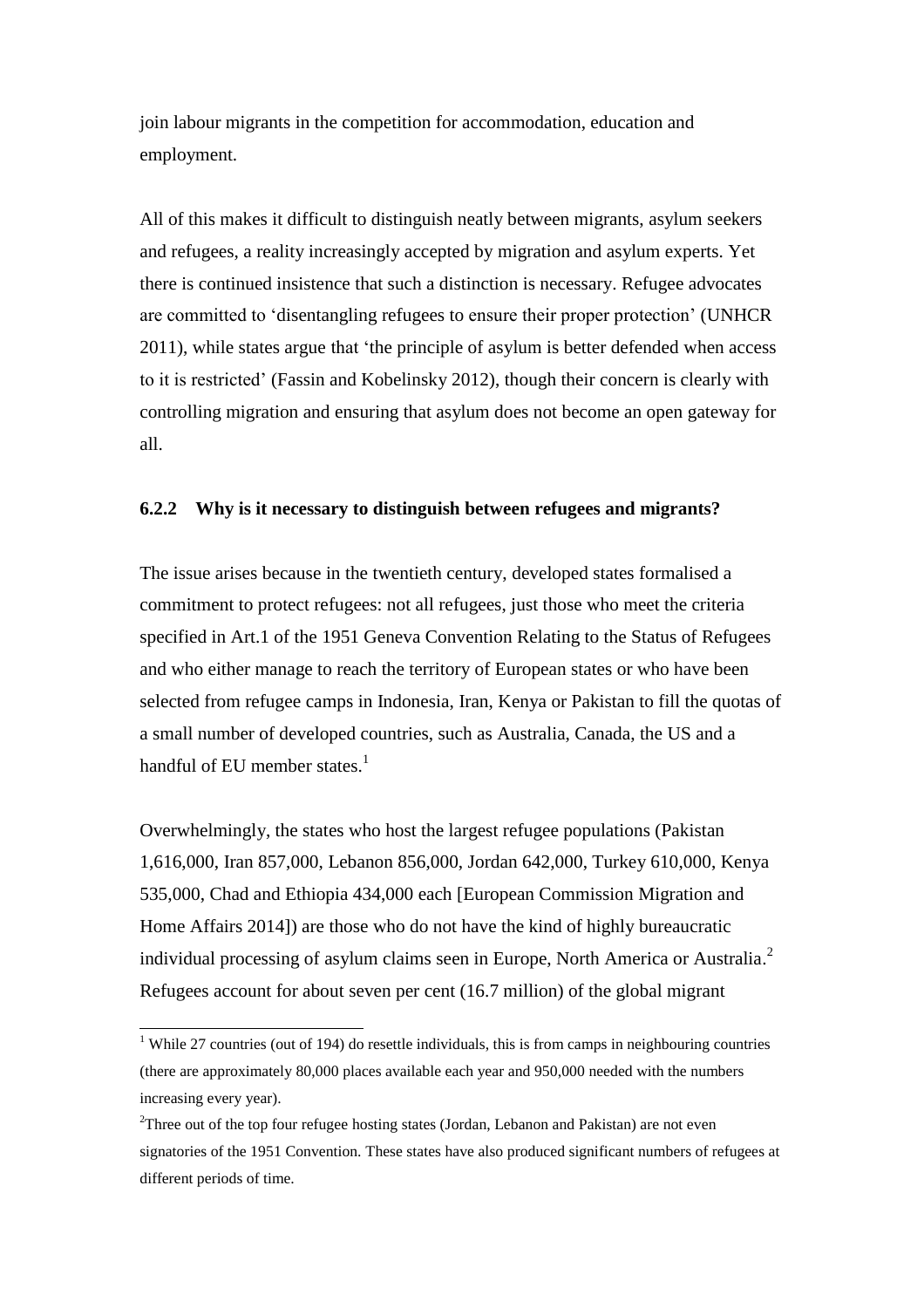join labour migrants in the competition for accommodation, education and employment.

All of this makes it difficult to distinguish neatly between migrants, asylum seekers and refugees, a reality increasingly accepted by migration and asylum experts. Yet there is continued insistence that such a distinction is necessary. Refugee advocates are committed to 'disentangling refugees to ensure their proper protection' (UNHCR 2011), while states argue that 'the principle of asylum is better defended when access to it is restricted' (Fassin and Kobelinsky 2012), though their concern is clearly with controlling migration and ensuring that asylum does not become an open gateway for all.

### 6.2.2 Why is it necessary to distinguish between refugees and migrants?

The issue arises because in the twentieth century, developed states formalised a commitment to protect refugees: not all refugees, just those who meet the criteria specified in Art.1 of the 1951 Geneva Convention Relating to the Status of Refugees and who either manage to reach the territory of European states or who have been selected from refugee camps in Indonesia, Iran, Kenya or Pakistan to fill the quotas of a small number of developed countries, such as Australia, Canada, the US and a handful of EU member states.[1]

Overwhelmingly, the states who host the largest refugee populations (Pakistan 1,616,000, Iran 857,000, Lebanon 856,000, Jordan 642,000, Turkey 610,000, Kenya 535,000, Chad and Ethiopia 434,000 each [European Commission Migration and Home Affairs 2014]) are those who do not have the kind of highly bureaucratic individual processing of asylum claims seen in Europe, North America or Australia.[2] Refugees account for about seven per cent (16.7 million) of the global migrant

---

[1] While 27 countries (out of 194) do resettle individuals, this is from camps in neighbouring countries (there are approximately 80,000 places available each year and 950,000 needed with the numbers increasing every year).

[2] Three out of the top four refugee hosting states (Jordan, Lebanon and Pakistan) are not even signatories of the 1951 Convention. These states have also produced significant numbers of refugees at different periods of time.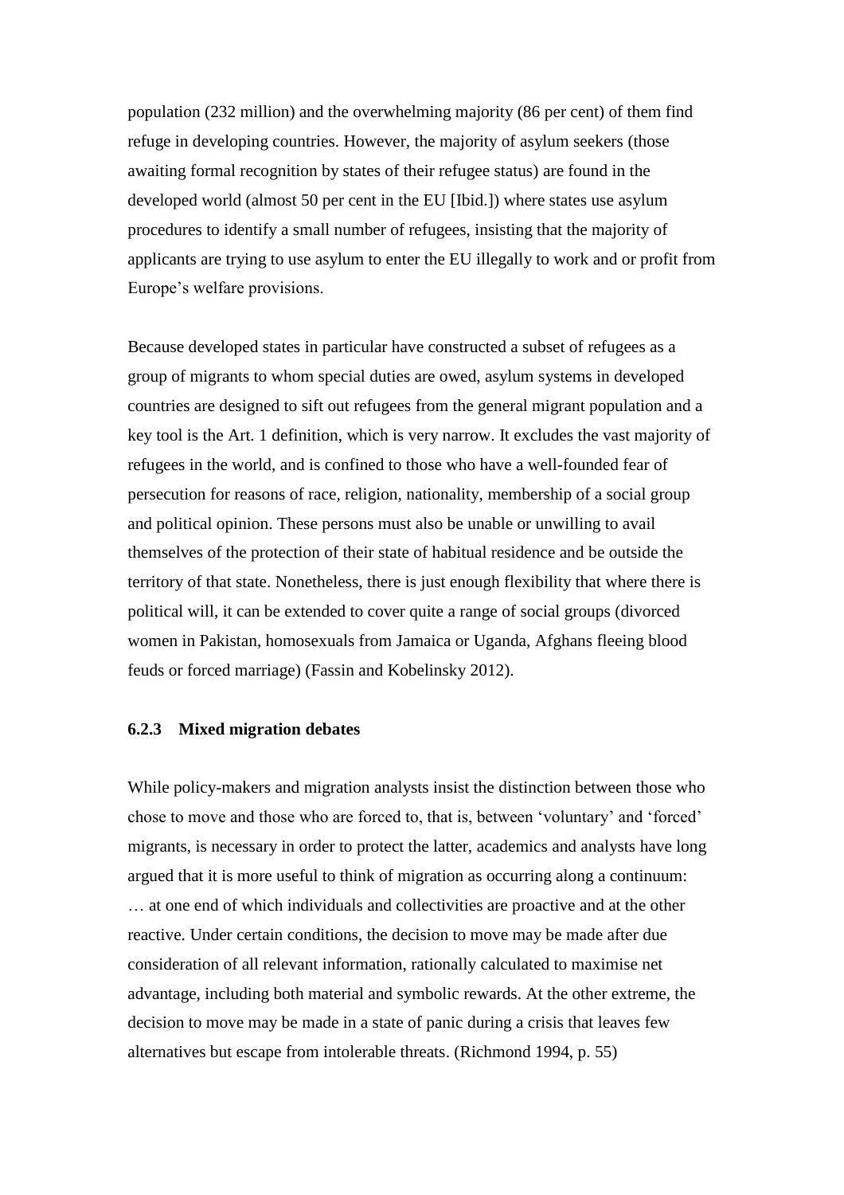population (232 million) and the overwhelming majority (86 per cent) of them find refuge in developing countries. However, the majority of asylum seekers (those awaiting formal recognition by states of their refugee status) are found in the developed world (almost 50 per cent in the EU [Ibid.]) where states use asylum procedures to identify a small number of refugees, insisting that the majority of applicants are trying to use asylum to enter the EU illegally to work and or profit from Europe's welfare provisions.

Because developed states in particular have constructed a subset of refugees as a group of migrants to whom special duties are owed, asylum systems in developed countries are designed to sift out refugees from the general migrant population and a key tool is the Art. 1 definition, which is very narrow. It excludes the vast majority of refugees in the world, and is confined to those who have a well-founded fear of persecution for reasons of race, religion, nationality, membership of a social group and political opinion. These persons must also be unable or unwilling to avail themselves of the protection of their state of habitual residence and be outside the territory of that state. Nonetheless, there is just enough flexibility that where there is political will, it can be extended to cover quite a range of social groups (divorced women in Pakistan, homosexuals from Jamaica or Uganda, Afghans fleeing blood feuds or forced marriage) (Fassin and Kobelinsky 2012).

### 6.2.3 Mixed migration debates

While policy-makers and migration analysts insist the distinction between those who chose to move and those who are forced to, that is, between 'voluntary' and 'forced' migrants, is necessary in order to protect the latter, academics and analysts have long argued that it is more useful to think of migration as occurring along a continuum:

> … at one end of which individuals and collectivities are proactive and at the other reactive. Under certain conditions, the decision to move may be made after due consideration of all relevant information, rationally calculated to maximise net advantage, including both material and symbolic rewards. At the other extreme, the decision to move may be made in a state of panic during a crisis that leaves few alternatives but escape from intolerable threats. (Richmond 1994, p. 55)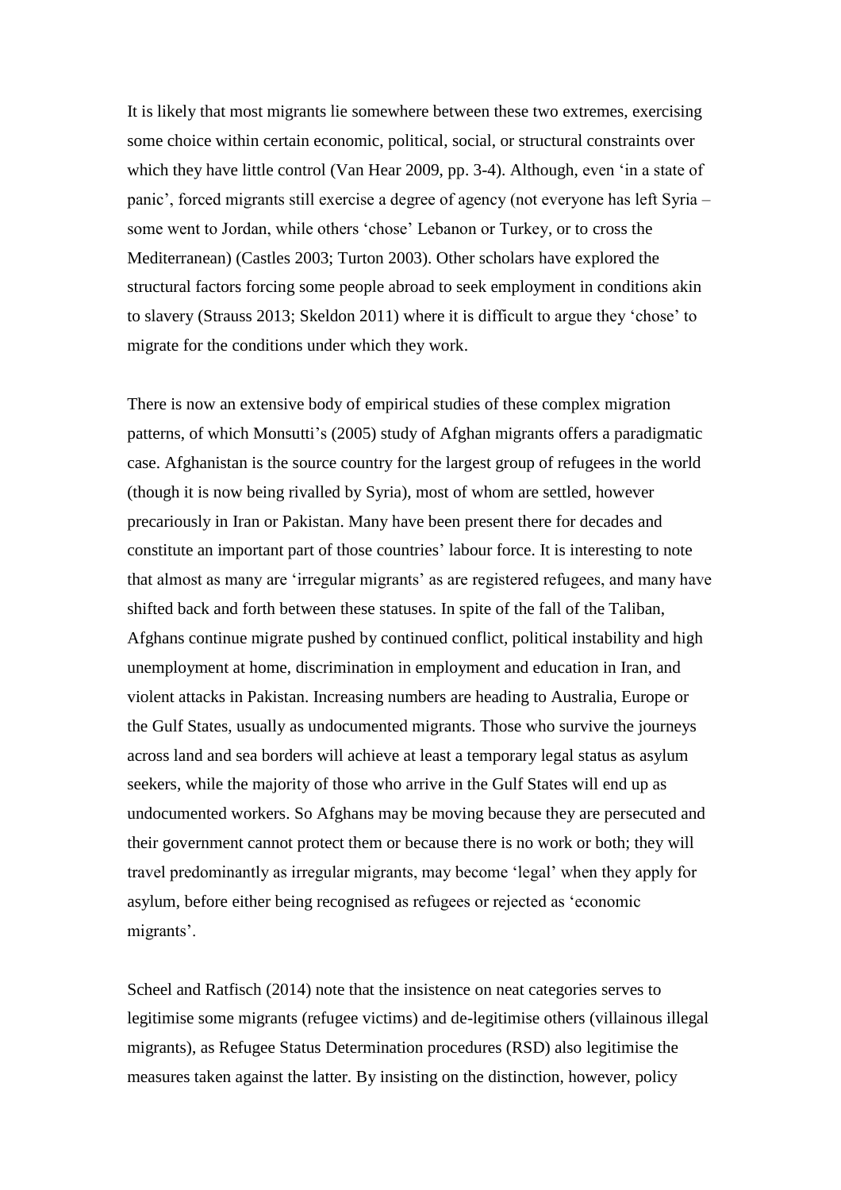It is likely that most migrants lie somewhere between these two extremes, exercising some choice within certain economic, political, social, or structural constraints over which they have little control (Van Hear 2009, pp. 3-4). Although, even 'in a state of panic', forced migrants still exercise a degree of agency (not everyone has left Syria – some went to Jordan, while others 'chose' Lebanon or Turkey, or to cross the Mediterranean) (Castles 2003; Turton 2003). Other scholars have explored the structural factors forcing some people abroad to seek employment in conditions akin to slavery (Strauss 2013; Skeldon 2011) where it is difficult to argue they 'chose' to migrate for the conditions under which they work.

There is now an extensive body of empirical studies of these complex migration patterns, of which Monsutti's (2005) study of Afghan migrants offers a paradigmatic case. Afghanistan is the source country for the largest group of refugees in the world (though it is now being rivalled by Syria), most of whom are settled, however precariously in Iran or Pakistan. Many have been present there for decades and constitute an important part of those countries' labour force. It is interesting to note that almost as many are 'irregular migrants' as are registered refugees, and many have shifted back and forth between these statuses. In spite of the fall of the Taliban, Afghans continue migrate pushed by continued conflict, political instability and high unemployment at home, discrimination in employment and education in Iran, and violent attacks in Pakistan. Increasing numbers are heading to Australia, Europe or the Gulf States, usually as undocumented migrants. Those who survive the journeys across land and sea borders will achieve at least a temporary legal status as asylum seekers, while the majority of those who arrive in the Gulf States will end up as undocumented workers. So Afghans may be moving because they are persecuted and their government cannot protect them or because there is no work or both; they will travel predominantly as irregular migrants, may become 'legal' when they apply for asylum, before either being recognised as refugees or rejected as 'economic migrants'.

Scheel and Ratfisch (2014) note that the insistence on neat categories serves to legitimise some migrants (refugee victims) and de-legitimise others (villainous illegal migrants), as Refugee Status Determination procedures (RSD) also legitimise the measures taken against the latter. By insisting on the distinction, however, policy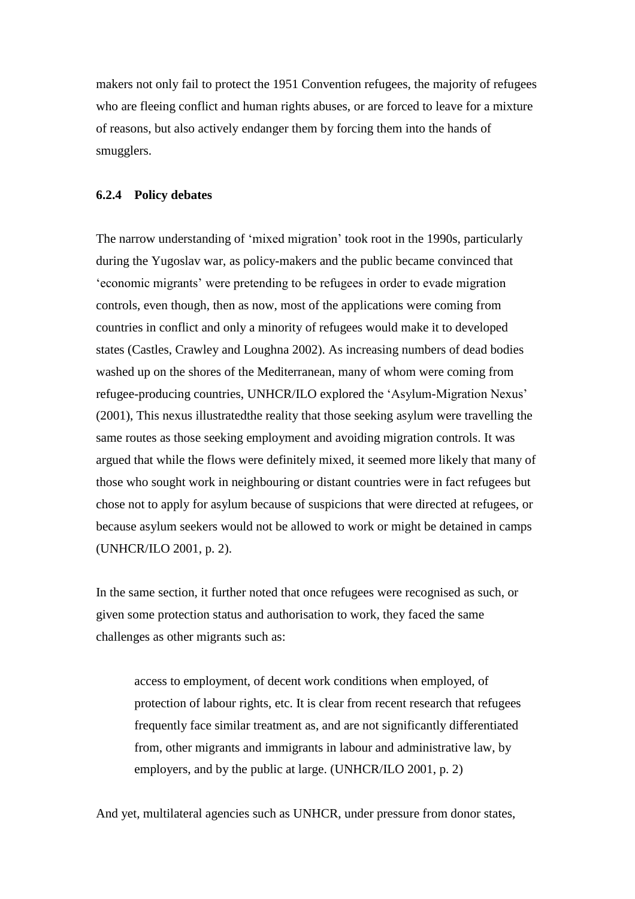makers not only fail to protect the 1951 Convention refugees, the majority of refugees who are fleeing conflict and human rights abuses, or are forced to leave for a mixture of reasons, but also actively endanger them by forcing them into the hands of smugglers.

### 6.2.4 Policy debates

The narrow understanding of 'mixed migration' took root in the 1990s, particularly during the Yugoslav war, as policy-makers and the public became convinced that 'economic migrants' were pretending to be refugees in order to evade migration controls, even though, then as now, most of the applications were coming from countries in conflict and only a minority of refugees would make it to developed states (Castles, Crawley and Loughna 2002). As increasing numbers of dead bodies washed up on the shores of the Mediterranean, many of whom were coming from refugee-producing countries, UNHCR/ILO explored the 'Asylum-Migration Nexus' (2001), This nexus illustratedthe reality that those seeking asylum were travelling the same routes as those seeking employment and avoiding migration controls. It was argued that while the flows were definitely mixed, it seemed more likely that many of those who sought work in neighbouring or distant countries were in fact refugees but chose not to apply for asylum because of suspicions that were directed at refugees, or because asylum seekers would not be allowed to work or might be detained in camps (UNHCR/ILO 2001, p. 2).

In the same section, it further noted that once refugees were recognised as such, or given some protection status and authorisation to work, they faced the same challenges as other migrants such as:

> access to employment, of decent work conditions when employed, of protection of labour rights, etc. It is clear from recent research that refugees frequently face similar treatment as, and are not significantly differentiated from, other migrants and immigrants in labour and administrative law, by employers, and by the public at large. (UNHCR/ILO 2001, p. 2)

And yet, multilateral agencies such as UNHCR, under pressure from donor states,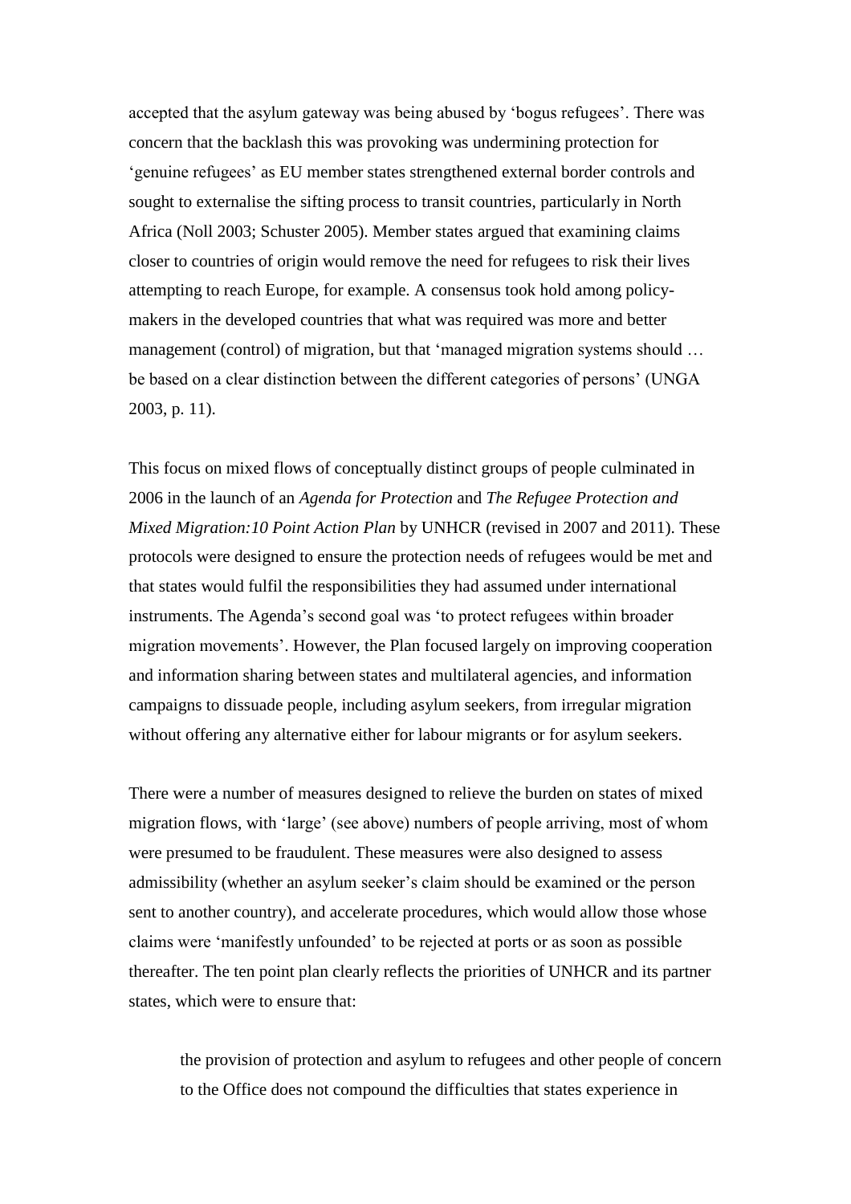accepted that the asylum gateway was being abused by 'bogus refugees'. There was concern that the backlash this was provoking was undermining protection for 'genuine refugees' as EU member states strengthened external border controls and sought to externalise the sifting process to transit countries, particularly in North Africa (Noll 2003; Schuster 2005). Member states argued that examining claims closer to countries of origin would remove the need for refugees to risk their lives attempting to reach Europe, for example. A consensus took hold among policy-makers in the developed countries that what was required was more and better management (control) of migration, but that 'managed migration systems should … be based on a clear distinction between the different categories of persons' (UNGA 2003, p. 11).

This focus on mixed flows of conceptually distinct groups of people culminated in 2006 in the launch of an *Agenda for Protection* and *The Refugee Protection and Mixed Migration:10 Point Action Plan* by UNHCR (revised in 2007 and 2011). These protocols were designed to ensure the protection needs of refugees would be met and that states would fulfil the responsibilities they had assumed under international instruments. The Agenda's second goal was 'to protect refugees within broader migration movements'. However, the Plan focused largely on improving cooperation and information sharing between states and multilateral agencies, and information campaigns to dissuade people, including asylum seekers, from irregular migration without offering any alternative either for labour migrants or for asylum seekers.

There were a number of measures designed to relieve the burden on states of mixed migration flows, with 'large' (see above) numbers of people arriving, most of whom were presumed to be fraudulent. These measures were also designed to assess admissibility (whether an asylum seeker's claim should be examined or the person sent to another country), and accelerate procedures, which would allow those whose claims were 'manifestly unfounded' to be rejected at ports or as soon as possible thereafter. The ten point plan clearly reflects the priorities of UNHCR and its partner states, which were to ensure that:

> the provision of protection and asylum to refugees and other people of concern to the Office does not compound the difficulties that states experience in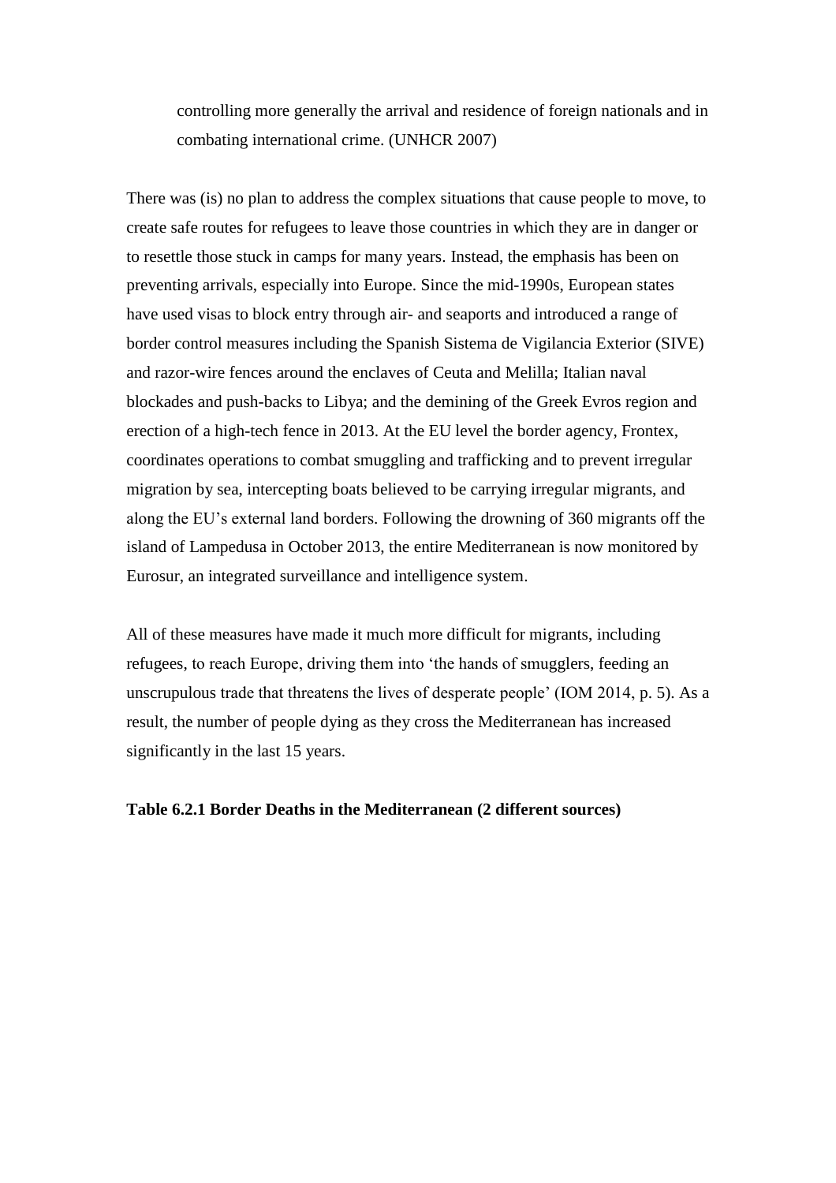> controlling more generally the arrival and residence of foreign nationals and in combating international crime. (UNHCR 2007)

There was (is) no plan to address the complex situations that cause people to move, to create safe routes for refugees to leave those countries in which they are in danger or to resettle those stuck in camps for many years. Instead, the emphasis has been on preventing arrivals, especially into Europe. Since the mid-1990s, European states have used visas to block entry through air- and seaports and introduced a range of border control measures including the Spanish Sistema de Vigilancia Exterior (SIVE) and razor-wire fences around the enclaves of Ceuta and Melilla; Italian naval blockades and push-backs to Libya; and the demining of the Greek Evros region and erection of a high-tech fence in 2013. At the EU level the border agency, Frontex, coordinates operations to combat smuggling and trafficking and to prevent irregular migration by sea, intercepting boats believed to be carrying irregular migrants, and along the EU's external land borders. Following the drowning of 360 migrants off the island of Lampedusa in October 2013, the entire Mediterranean is now monitored by Eurosur, an integrated surveillance and intelligence system.

All of these measures have made it much more difficult for migrants, including refugees, to reach Europe, driving them into 'the hands of smugglers, feeding an unscrupulous trade that threatens the lives of desperate people' (IOM 2014, p. 5). As a result, the number of people dying as they cross the Mediterranean has increased significantly in the last 15 years.

**Table 6.2.1 Border Deaths in the Mediterranean (2 different sources)**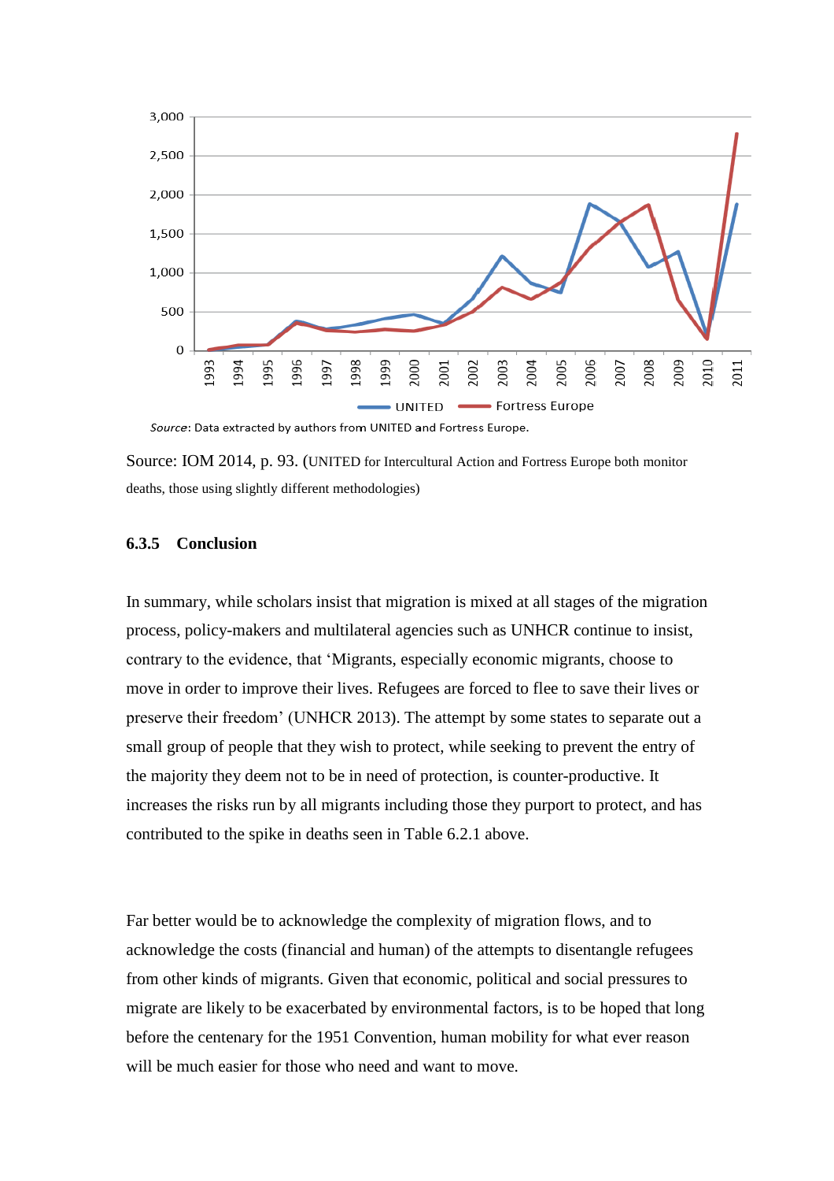Source: Data extracted by authors from UNITED and Fortress Europe.

Source: IOM 2014, p. 93. (UNITED for Intercultural Action and Fortress Europe both monitor deaths, those using slightly different methodologies)

### 6.3.5 Conclusion

In summary, while scholars insist that migration is mixed at all stages of the migration process, policy-makers and multilateral agencies such as UNHCR continue to insist, contrary to the evidence, that 'Migrants, especially economic migrants, choose to move in order to improve their lives. Refugees are forced to flee to save their lives or preserve their freedom' (UNHCR 2013). The attempt by some states to separate out a small group of people that they wish to protect, while seeking to prevent the entry of the majority they deem not to be in need of protection, is counter-productive. It increases the risks run by all migrants including those they purport to protect, and has contributed to the spike in deaths seen in Table 6.2.1 above.

Far better would be to acknowledge the complexity of migration flows, and to acknowledge the costs (financial and human) of the attempts to disentangle refugees from other kinds of migrants. Given that economic, political and social pressures to migrate are likely to be exacerbated by environmental factors, is to be hoped that long before the centenary for the 1951 Convention, human mobility for what ever reason will be much easier for those who need and want to move.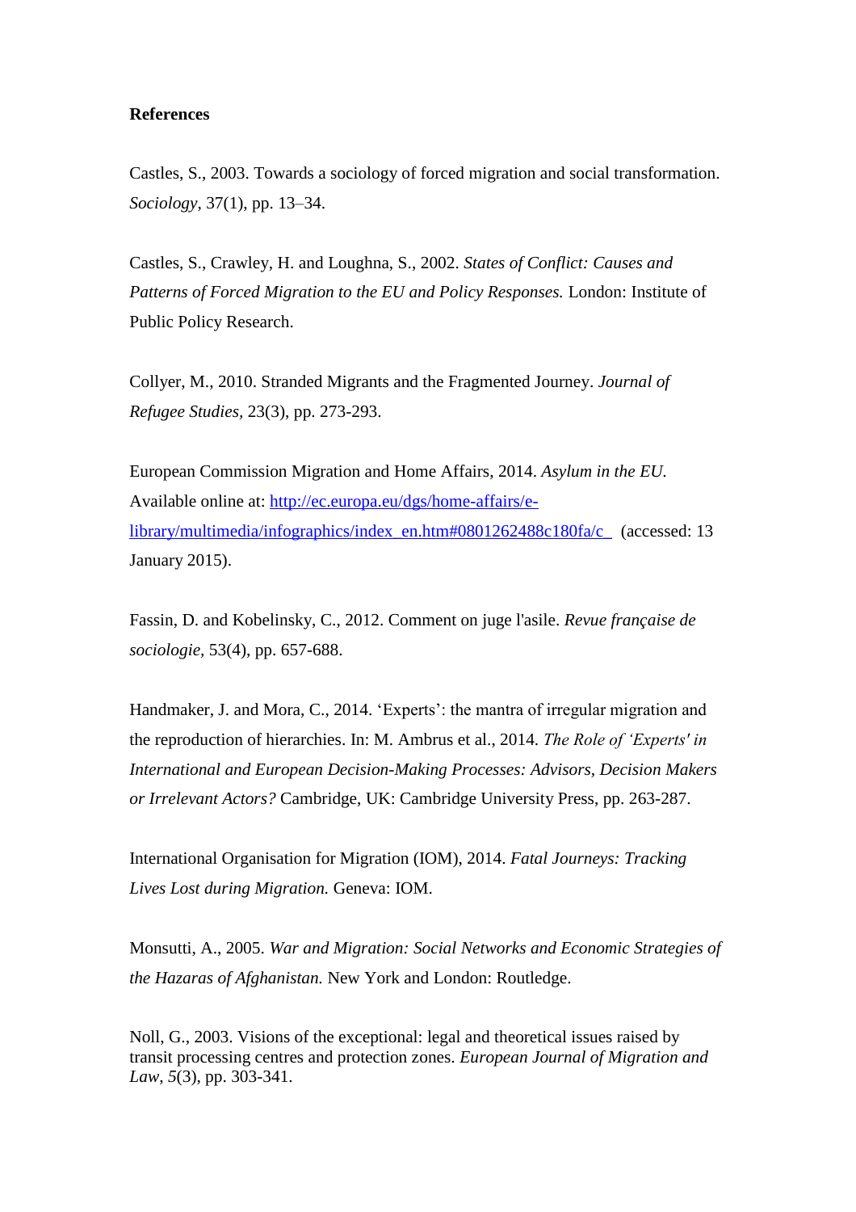**References**

Castles, S., 2003. Towards a sociology of forced migration and social transformation. *Sociology*, 37(1), pp. 13–34.

Castles, S., Crawley, H. and Loughna, S., 2002. *States of Conflict: Causes and Patterns of Forced Migration to the EU and Policy Responses.* London: Institute of Public Policy Research.

Collyer, M., 2010. Stranded Migrants and the Fragmented Journey. *Journal of Refugee Studies*, 23(3), pp. 273-293.

European Commission Migration and Home Affairs, 2014. *Asylum in the EU.* Available online at: http://ec.europa.eu/dgs/home-affairs/e-library/multimedia/infographics/index_en.htm#0801262488c180fa/c_ (accessed: 13 January 2015).

Fassin, D. and Kobelinsky, C., 2012. Comment on juge l'asile. *Revue française de sociologie*, 53(4), pp. 657-688.

Handmaker, J. and Mora, C., 2014. 'Experts': the mantra of irregular migration and the reproduction of hierarchies. In: M. Ambrus et al., 2014. *The Role of 'Experts' in International and European Decision-Making Processes: Advisors, Decision Makers or Irrelevant Actors?* Cambridge, UK: Cambridge University Press, pp. 263-287.

International Organisation for Migration (IOM), 2014. *Fatal Journeys: Tracking Lives Lost during Migration.* Geneva: IOM.

Monsutti, A., 2005. *War and Migration: Social Networks and Economic Strategies of the Hazaras of Afghanistan.* New York and London: Routledge.

Noll, G., 2003. Visions of the exceptional: legal and theoretical issues raised by transit processing centres and protection zones. *European Journal of Migration and Law*, *5*(3), pp. 303-341.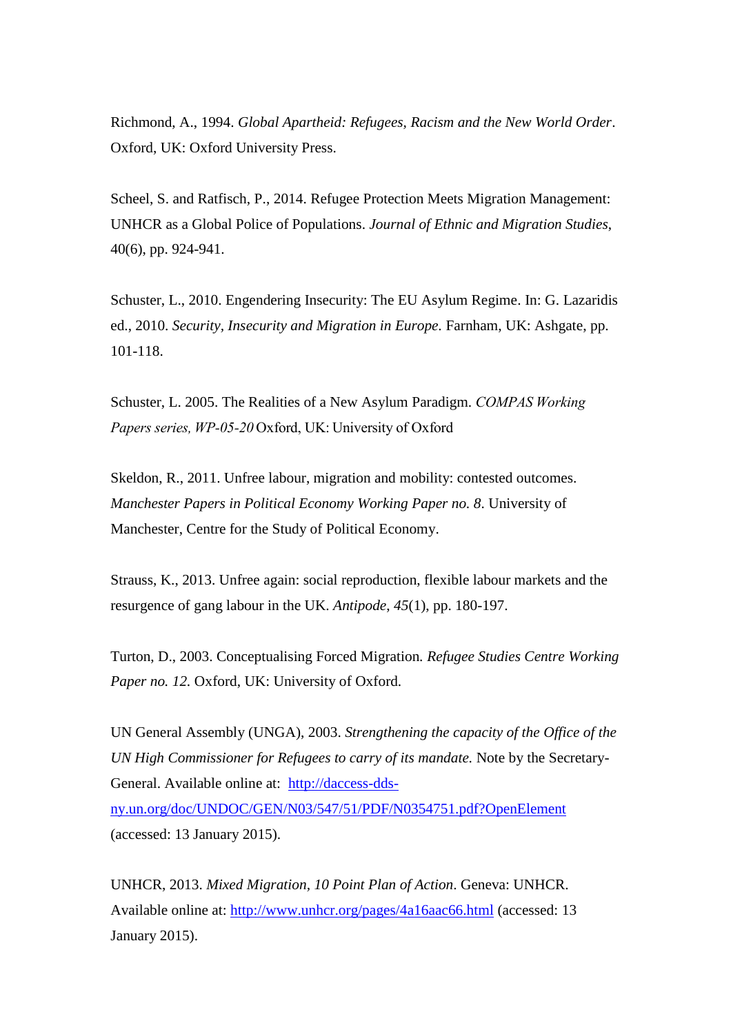Richmond, A., 1994. *Global Apartheid: Refugees, Racism and the New World Order*. Oxford, UK: Oxford University Press.

Scheel, S. and Ratfisch, P., 2014. Refugee Protection Meets Migration Management: UNHCR as a Global Police of Populations. *Journal of Ethnic and Migration Studies*, 40(6), pp. 924-941.

Schuster, L., 2010. Engendering Insecurity: The EU Asylum Regime. In: G. Lazaridis ed., 2010. *Security, Insecurity and Migration in Europe*. Farnham, UK: Ashgate, pp. 101-118.

Schuster, L. 2005. The Realities of a New Asylum Paradigm. *COMPAS Working Papers series, WP-05-20* Oxford, UK: University of Oxford

Skeldon, R., 2011. Unfree labour, migration and mobility: contested outcomes. *Manchester Papers in Political Economy Working Paper no. 8*. University of Manchester, Centre for the Study of Political Economy.

Strauss, K., 2013. Unfree again: social reproduction, flexible labour markets and the resurgence of gang labour in the UK. *Antipode*, *45*(1), pp. 180-197.

Turton, D., 2003. Conceptualising Forced Migration. *Refugee Studies Centre Working Paper no. 12.* Oxford, UK: University of Oxford.

UN General Assembly (UNGA), 2003. *Strengthening the capacity of the Office of the UN High Commissioner for Refugees to carry of its mandate.* Note by the Secretary-General. Available online at: http://daccess-dds-ny.un.org/doc/UNDOC/GEN/N03/547/51/PDF/N0354751.pdf?OpenElement (accessed: 13 January 2015).

UNHCR, 2013. *Mixed Migration, 10 Point Plan of Action*. Geneva: UNHCR. Available online at: http://www.unhcr.org/pages/4a16aac66.html (accessed: 13 January 2015).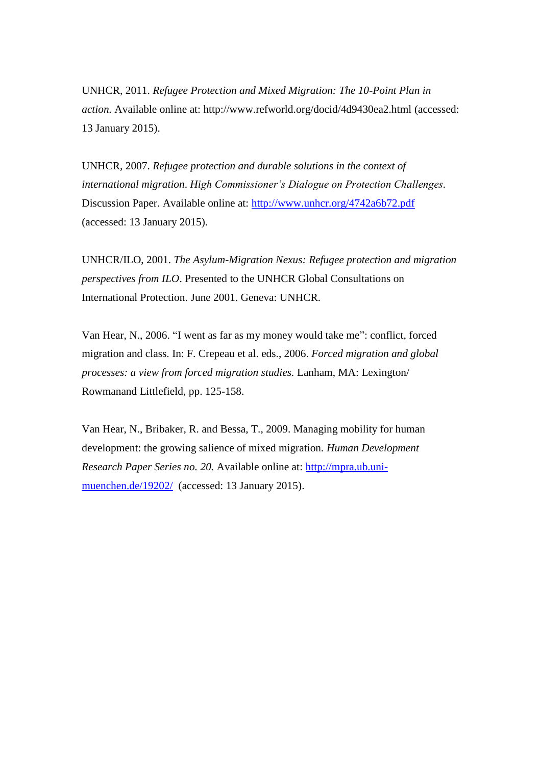UNHCR, 2011. *Refugee Protection and Mixed Migration: The 10-Point Plan in action.* Available online at: http://www.refworld.org/docid/4d9430ea2.html (accessed: 13 January 2015).

UNHCR, 2007. *Refugee protection and durable solutions in the context of international migration*. *High Commissioner's Dialogue on Protection Challenges*. Discussion Paper. Available online at: http://www.unhcr.org/4742a6b72.pdf (accessed: 13 January 2015).

UNHCR/ILO, 2001. *The Asylum-Migration Nexus: Refugee protection and migration perspectives from ILO*. Presented to the UNHCR Global Consultations on International Protection. June 2001. Geneva: UNHCR.

Van Hear, N., 2006. "I went as far as my money would take me": conflict, forced migration and class. In: F. Crepeau et al. eds., 2006. *Forced migration and global processes: a view from forced migration studies.* Lanham, MA: Lexington/ Rowmanand Littlefield, pp. 125-158.

Van Hear, N., Bribaker, R. and Bessa, T., 2009. Managing mobility for human development: the growing salience of mixed migration. *Human Development Research Paper Series no. 20.* Available online at: http://mpra.ub.uni-muenchen.de/19202/ (accessed: 13 January 2015).